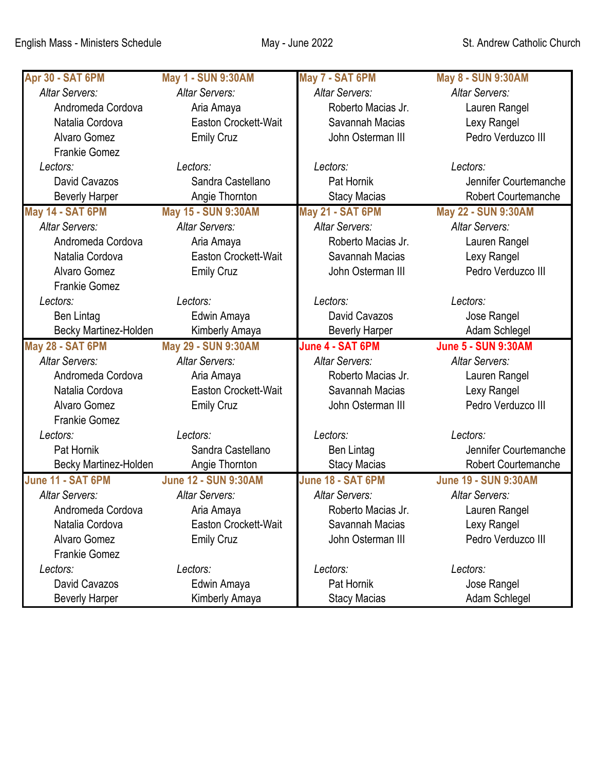English Mass - Ministers Schedule — May - June 2022 — St. Andrew Catholic Church

| Apr 30 - SAT 6PM | May 1 - SUN 9:30AM | May 7 - SAT 6PM | May 8 - SUN 9:30AM |
|---|---|---|---|
| *Altar Servers:* | *Altar Servers:* | *Altar Servers:* | *Altar Servers:* |
| Andromeda Cordova | Aria Amaya | Roberto Macias Jr. | Lauren Rangel |
| Natalia Cordova | Easton Crockett-Wait | Savannah Macias | Lexy Rangel |
| Alvaro Gomez | Emily Cruz | John Osterman III | Pedro Verduzco III |
| Frankie Gomez | | | |
| *Lectors:* | *Lectors:* | *Lectors:* | *Lectors:* |
| David Cavazos | Sandra Castellano | Pat Hornik | Jennifer Courtemanche |
| Beverly Harper | Angie Thornton | Stacy Macias | Robert Courtemanche |
| **May 14 - SAT 6PM** | **May 15 - SUN 9:30AM** | **May 21 - SAT 6PM** | **May 22 - SUN 9:30AM** |
| *Altar Servers:* | *Altar Servers:* | *Altar Servers:* | *Altar Servers:* |
| Andromeda Cordova | Aria Amaya | Roberto Macias Jr. | Lauren Rangel |
| Natalia Cordova | Easton Crockett-Wait | Savannah Macias | Lexy Rangel |
| Alvaro Gomez | Emily Cruz | John Osterman III | Pedro Verduzco III |
| Frankie Gomez | | | |
| *Lectors:* | *Lectors:* | *Lectors:* | *Lectors:* |
| Ben Lintag | Edwin Amaya | David Cavazos | Jose Rangel |
| Becky Martinez-Holden | Kimberly Amaya | Beverly Harper | Adam Schlegel |
| **May 28 - SAT 6PM** | **May 29 - SUN 9:30AM** | **June 4 - SAT 6PM** | **June 5 - SUN 9:30AM** |
| *Altar Servers:* | *Altar Servers:* | *Altar Servers:* | *Altar Servers:* |
| Andromeda Cordova | Aria Amaya | Roberto Macias Jr. | Lauren Rangel |
| Natalia Cordova | Easton Crockett-Wait | Savannah Macias | Lexy Rangel |
| Alvaro Gomez | Emily Cruz | John Osterman III | Pedro Verduzco III |
| Frankie Gomez | | | |
| *Lectors:* | *Lectors:* | *Lectors:* | *Lectors:* |
| Pat Hornik | Sandra Castellano | Ben Lintag | Jennifer Courtemanche |
| Becky Martinez-Holden | Angie Thornton | Stacy Macias | Robert Courtemanche |
| **June 11 - SAT 6PM** | **June 12 - SUN 9:30AM** | **June 18 - SAT 6PM** | **June 19 - SUN 9:30AM** |
| *Altar Servers:* | *Altar Servers:* | *Altar Servers:* | *Altar Servers:* |
| Andromeda Cordova | Aria Amaya | Roberto Macias Jr. | Lauren Rangel |
| Natalia Cordova | Easton Crockett-Wait | Savannah Macias | Lexy Rangel |
| Alvaro Gomez | Emily Cruz | John Osterman III | Pedro Verduzco III |
| Frankie Gomez | | | |
| *Lectors:* | *Lectors:* | *Lectors:* | *Lectors:* |
| David Cavazos | Edwin Amaya | Pat Hornik | Jose Rangel |
| Beverly Harper | Kimberly Amaya | Stacy Macias | Adam Schlegel |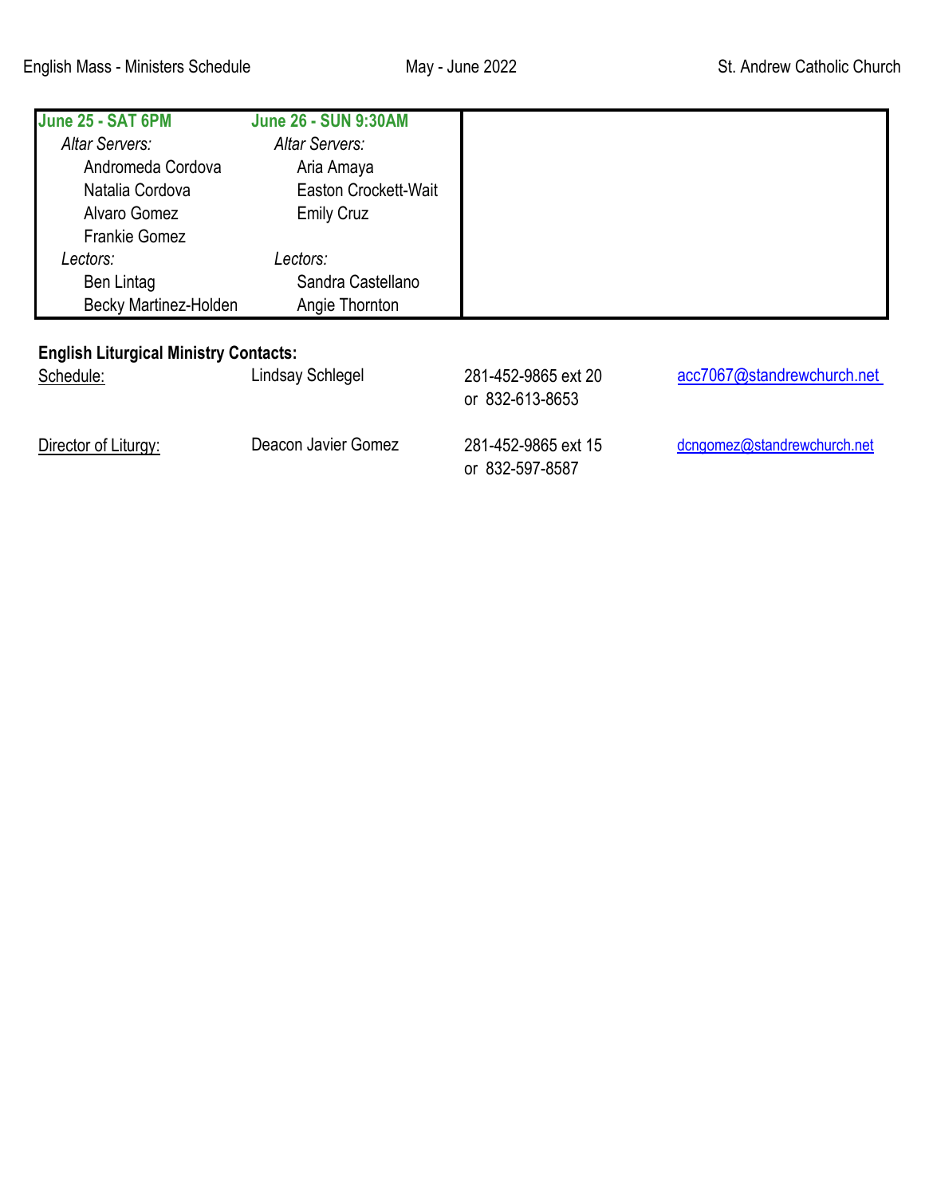| June 25 - SAT 6PM | June 26 - SUN 9:30AM | |
|---|---|---|
| *Altar Servers:* | *Altar Servers:* | |
| Andromeda Cordova | Aria Amaya | |
| Natalia Cordova | Easton Crockett-Wait | |
| Alvaro Gomez | Emily Cruz | |
| Frankie Gomez | | |
| *Lectors:* | *Lectors:* | |
| Ben Lintag | Sandra Castellano | |
| Becky Martinez-Holden | Angie Thornton | |

**English Liturgical Ministry Contacts:**

| | | | |
|---|---|---|---|
| Schedule: | Lindsay Schlegel | 281-452-9865 ext 20 or 832-613-8653 | acc7067@standrewchurch.net |
| Director of Liturgy: | Deacon Javier Gomez | 281-452-9865 ext 15 or 832-597-8587 | dcngomez@standrewchurch.net |